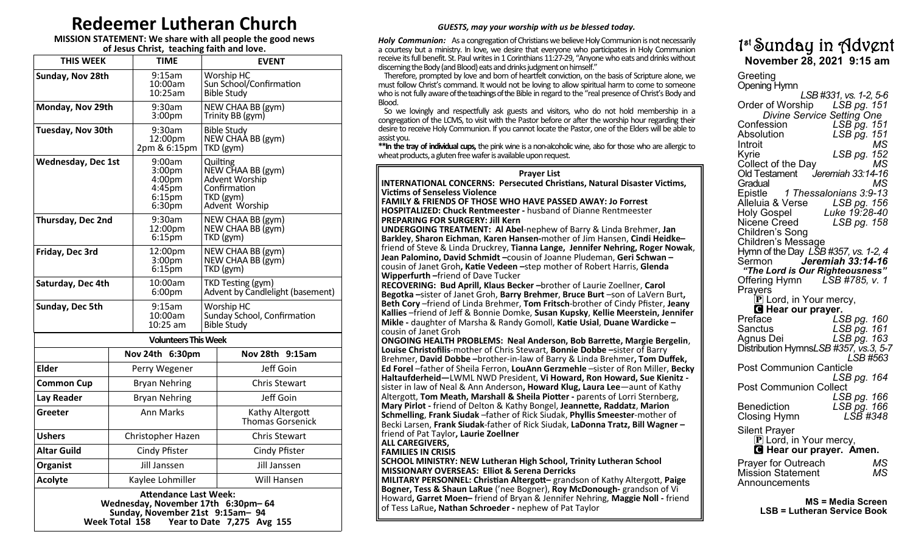# Redeemer Lutheran Church

**MISSION STATEMENT: We share with all people the good news of Jesus Christ, teaching faith and love.**

| THIS WEEK | TIME | EVENT |
|---|---|---|
| Sunday, Nov 28th | 9:15am<br>10:00am<br>10:25am | Worship HC<br>Sun School/Confirmation<br>Bible Study |
| Monday, Nov 29th | 9:30am<br>3:00pm | NEW CHAA BB (gym)<br>Trinity BB (gym) |
| Tuesday, Nov 30th | 9:30am<br>12:00pm<br>2pm & 6:15pm | Bible Study<br>NEW CHAA BB (gym)<br>TKD (gym) |
| Wednesday, Dec 1st | 9:00am<br>3:00pm<br>4:00pm<br>4:45pm<br>6:15pm<br>6:30pm | Quilting<br>NEW CHAA BB (gym)<br>Advent Worship<br>Confirmation<br>TKD (gym)<br>Advent Worship |
| Thursday, Dec 2nd | 9:30am<br>12:00pm<br>6:15pm | NEW CHAA BB (gym)<br>NEW CHAA BB (gym)<br>TKD (gym) |
| Friday, Dec 3rd | 12:00pm<br>3:00pm<br>6:15pm | NEW CHAA BB (gym)<br>NEW CHAA BB (gym)<br>TKD (gym) |
| Saturday, Dec 4th | 10:00am<br>6:00pm | TKD Testing (gym)<br>Advent by Candlelight (basement) |
| Sunday, Dec 5th | 9:15am<br>10:00am<br>10:25 am | Worship HC<br>Sunday School, Confirmation<br>Bible Study |

**Volunteers This Week**

| | Nov 24th 6:30pm | Nov 28th 9:15am |
|---|---|---|
| Elder | Perry Wegener | Jeff Goin |
| Common Cup | Bryan Nehring | Chris Stewart |
| Lay Reader | Bryan Nehring | Jeff Goin |
| Greeter | Ann Marks | Kathy Altergott<br>Thomas Gorsenick |
| Ushers | Christopher Hazen | Chris Stewart |
| Altar Guild | Cindy Pfister | Cindy Pfister |
| Organist | Jill Janssen | Jill Janssen |
| Acolyte | Kaylee Lohmiller | Will Hansen |

**Attendance Last Week:**
**Wednesday, November 17th 6:30pm– 64**
**Sunday, November 21st 9:15am– 94**
**Week Total 158 Year to Date 7,275 Avg 155**

*GUESTS, may your worship with us be blessed today.*

***Holy Communion:*** As a congregation of Christians we believe Holy Communion is not necessarily a courtesy but a ministry. In love, we desire that everyone who participates in Holy Communion receive its full benefit. St. Paul writes in 1 Corinthians 11:27-29, "Anyone who eats and drinks without discerning the Body (and Blood) eats and drinks judgment on himself."

Therefore, prompted by love and born of heartfelt conviction, on the basis of Scripture alone, we must follow Christ's command. It would not be loving to allow spiritual harm to come to someone who is not fully aware of the teachings of the Bible in regard to the "real presence of Christ's Body and Blood.

So we lovingly and respectfully ask guests and visitors, who do not hold membership in a congregation of the LCMS, to visit with the Pastor before or after the worship hour regarding their desire to receive Holy Communion. If you cannot locate the Pastor, one of the Elders will be able to assist you.

****In the tray of individual cups,** the pink wine is a non-alcoholic wine, also for those who are allergic to wheat products, a gluten free wafer is available upon request.

**Prayer List**

**INTERNATIONAL CONCERNS: Persecuted Christians, Natural Disaster Victims, Victims of Senseless Violence**

**FAMILY & FRIENDS OF THOSE WHO HAVE PASSED AWAY: Jo Forrest**

**HOSPITALIZED: Chuck Rentmeester -** husband of Dianne Rentmeester

**PREPARING FOR SURGERY: Jill Kern**

**UNDERGOING TREATMENT: Al Abel**-nephew of Barry & Linda Brehmer, **Jan Barkley**, **Sharon Eichman**, **Karen Hansen-**mother of Jim Hansen, **Cindi Heidke–** friend of Steve & Linda Druckrey, **Tianna Lange, Jennifer Nehring, Roger Nowak**, **Jean Palomino, David Schmidt –**cousin of Joanne Pludeman, **Geri Schwan –** cousin of Janet Groh**, Katie Vedeen –**step mother of Robert Harris, **Glenda Wipperfurth –**friend of Dave Tucker

**RECOVERING: Bud Aprill, Klaus Becker –**brother of Laurie Zoellner, **Carol Begotka –**sister of Janet Groh, **Barry Brehmer**, **Bruce Burt** –son of LaVern Burt**, Beth Cory** –friend of Linda Brehmer, **Tom Fritsch**-brother of Cindy Pfister, **Jeany Kallies** –friend of Jeff & Bonnie Domke, **Susan Kupsky**, **Kellie Meerstein, Jennifer Mikle -** daughter of Marsha & Randy Gomoll, **Katie Usial**, **Duane Wardicke –** cousin of Janet Groh

**ONGOING HEALTH PROBLEMS: Neal Anderson, Bob Barrette, Margie Bergelin**, **Louise Christofilis**-mother of Chris Stewart, **Bonnie Dobbe –**sister of Barry Brehmer, **David Dobbe –**brother-in-law of Barry & Linda Brehmer**, Tom Duffek, Ed Forel** –father of Sheila Ferron, **LouAnn Gerzmehle** –sister of Ron Miller, **Becky Haltaufderheid—**LWML NWD President, **Vi Howard, Ron Howard, Sue Kienitz -** sister in law of Neal & Ann Anderson**, Howard Klug, Laura Lee**—aunt of Kathy Altergott, **Tom Meath, Marshall & Sheila Piotter -** parents of Lorri Sternberg, **Mary Pirlot -** friend of Delton & Kathy Bongel, **Jeannette, Raddatz**, **Marion Schmelling**, **Frank Siudak** –father of Rick Siudak, **Phyllis Smeester**-mother of Becki Larsen, **Frank Siudak**-father of Rick Siudak, **LaDonna Tratz, Bill Wagner –** friend of Pat Taylor**, Laurie Zoellner**

**ALL CAREGIVERS,**

**FAMILIES IN CRISIS**

**SCHOOL MINISTRY: NEW Lutheran High School, Trinity Lutheran School**

**MISSIONARY OVERSEAS: Elliot & Serena Derricks**

**MILITARY PERSONNEL: Christian Altergott–** grandson of Kathy Altergott, **Paige Bogner, Tess & Shaun LaRue** ('nee Bogner), **Roy McDonough-** grandson of Vi Howard**, Garret Moen–** friend of Bryan & Jennifer Nehring, **Maggie Noll -** friend of Tess LaRue**, Nathan Schroeder -** nephew of Pat Taylor

# 1st Sunday in Advent

**November 28, 2021 9:15 am**

Greeting
Opening Hymn *LSB #331, vs. 1-2, 5-6*
Order of Worship *LSB pg. 151*
*Divine Service Setting One*
Confession *LSB pg. 151*
Absolution *LSB pg. 151*
Introit *MS*
Kyrie *LSB pg. 152*
Collect of the Day *MS*
Old Testament *Jeremiah 33:14-16*
Gradual *MS*
Epistle *1 Thessalonians 3:9-13*
Alleluia & Verse *LSB pg. 156*
Holy Gospel *Luke 19:28-40*
Nicene Creed *LSB pg. 158*
Children's Song
Children's Message
Hymn of the Day *LSB #357, vs. 1-2, 4*
Sermon ***Jeremiah 33:14-16***
***"The Lord is Our Righteousness"***
Offering Hymn *LSB #785, v. 1*
Prayers
P Lord, in Your mercy,
**C Hear our prayer.**
Preface *LSB pg. 160*
Sanctus *LSB pg. 161*
Agnus Dei *LSB pg. 163*
Distribution Hymns *LSB #357, vs.3, 5-7*
*LSB #563*
Post Communion Canticle *LSB pg. 164*
Post Communion Collect *LSB pg. 166*
Benediction *LSB pg. 166*
Closing Hymn *LSB #348*
Silent Prayer
P Lord, in Your mercy,
**C Hear our prayer. Amen.**
Prayer for Outreach *MS*
Mission Statement *MS*
Announcements

**MS = Media Screen**
**LSB = Lutheran Service Book**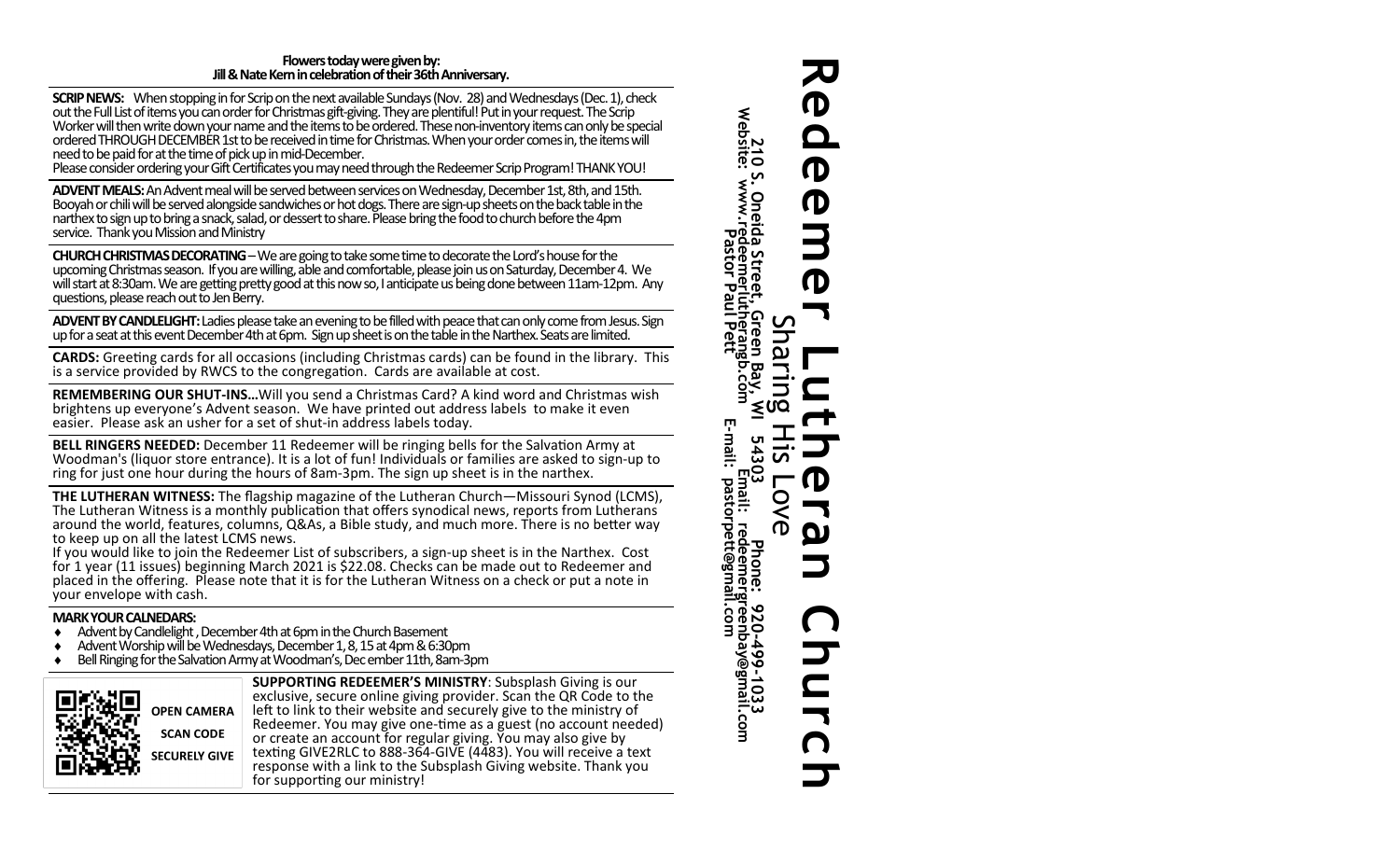**Flowers today were given by:**
**Jill & Nate Kern in celebration of their 36th Anniversary.**

**SCRIP NEWS:** When stopping in for Scrip on the next available Sundays (Nov. 28) and Wednesdays (Dec. 1), check out the Full List of items you can order for Christmas gift-giving. They are plentiful! Put in your request. The Scrip Worker will then write down your name and the items to be ordered. These non-inventory items can only be special ordered THROUGH DECEMBER 1st to be received in time for Christmas. When your order comes in, the items will need to be paid for at the time of pick up in mid-December.
Please consider ordering your Gift Certificates you may need through the Redeemer Scrip Program! THANK YOU!

**ADVENT MEALS:** An Advent meal will be served between services on Wednesday, December 1st, 8th, and 15th. Booyah or chili will be served alongside sandwiches or hot dogs. There are sign-up sheets on the back table in the narthex to sign up to bring a snack, salad, or dessert to share. Please bring the food to church before the 4pm service. Thank you Mission and Ministry

**CHURCH CHRISTMAS DECORATING** – We are going to take some time to decorate the Lord's house for the upcoming Christmas season. If you are willing, able and comfortable, please join us on Saturday, December 4. We will start at 8:30am. We are getting pretty good at this now so, I anticipate us being done between 11am-12pm. Any questions, please reach out to Jen Berry.

**ADVENT BY CANDLELIGHT:** Ladies please take an evening to be filled with peace that can only come from Jesus. Sign up for a seat at this event December 4th at 6pm. Sign up sheet is on the table in the Narthex. Seats are limited.

**CARDS:** Greeting cards for all occasions (including Christmas cards) can be found in the library. This is a service provided by RWCS to the congregation. Cards are available at cost.

**REMEMBERING OUR SHUT-INS...** Will you send a Christmas Card? A kind word and Christmas wish brightens up everyone's Advent season. We have printed out address labels to make it even easier. Please ask an usher for a set of shut-in address labels today.

**BELL RINGERS NEEDED:** December 11 Redeemer will be ringing bells for the Salvation Army at Woodman's (liquor store entrance). It is a lot of fun! Individuals or families are asked to sign-up to ring for just one hour during the hours of 8am-3pm. The sign up sheet is in the narthex.

**THE LUTHERAN WITNESS:** The flagship magazine of the Lutheran Church—Missouri Synod (LCMS), The Lutheran Witness is a monthly publication that offers synodical news, reports from Lutherans around the world, features, columns, Q&As, a Bible study, and much more. There is no better way to keep up on all the latest LCMS news.
If you would like to join the Redeemer List of subscribers, a sign-up sheet is in the Narthex. Cost for 1 year (11 issues) beginning March 2021 is $22.08. Checks can be made out to Redeemer and placed in the offering. Please note that it is for the Lutheran Witness on a check or put a note in your envelope with cash.

**MARK YOUR CALNEDARS:**

- Advent by Candlelight , December 4th at 6pm in the Church Basement
- Advent Worship will be Wednesdays, December 1, 8, 15 at 4pm & 6:30pm
- Bell Ringing for the Salvation Army at Woodman's, Dec ember 11th, 8am-3pm

**OPEN CAMERA**

**SCAN CODE**

**SECURELY GIVE**

**SUPPORTING REDEEMER'S MINISTRY**: Subsplash Giving is our exclusive, secure online giving provider. Scan the QR Code to the left to link to their website and securely give to the ministry of Redeemer. You may give one-time as a guest (no account needed) or create an account for regular giving. You may also give by texting GIVE2RLC to 888-364-GIVE (4483). You will receive a text response with a link to the Subsplash Giving website. Thank you for supporting our ministry!

# Redeemer Lutheran Church

Sharing His Love

**210 S. Oneida Street, Green Bay, WI 54303 Phone: 920-499-1033**
**Website: www.redeemerlutherangb.com Email: redeemergreenbay@gmail.com**
**Pastor Paul Pett E-mail: pastorpett@gmail.com**